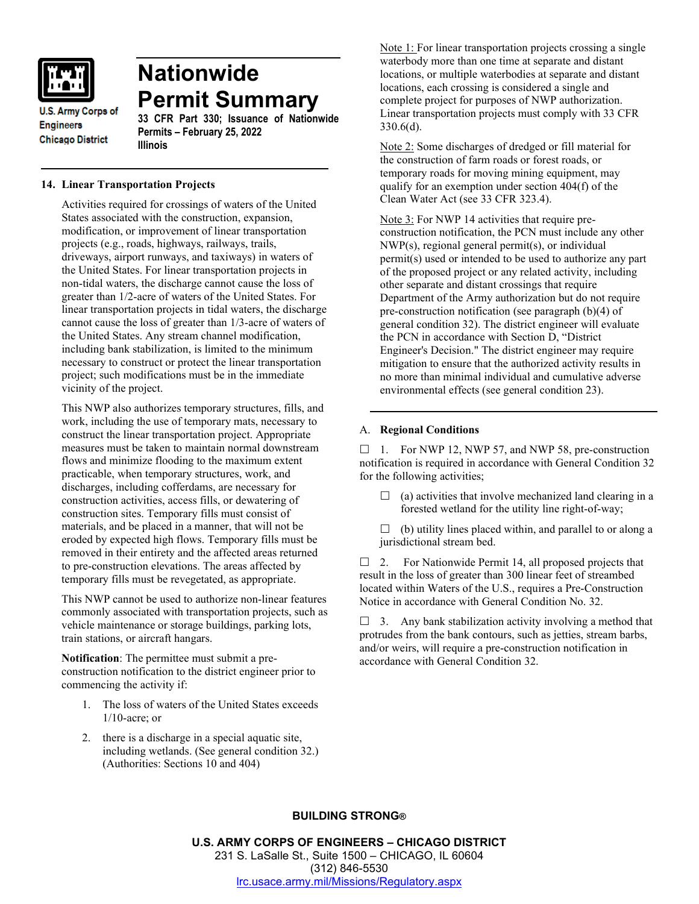U.S. Army Corps of Engineers
Chicago District

# Nationwide Permit Summary

**33 CFR Part 330; Issuance of Nationwide Permits – February 25, 2022**
**Illinois**

## 14. Linear Transportation Projects

Activities required for crossings of waters of the United States associated with the construction, expansion, modification, or improvement of linear transportation projects (e.g., roads, highways, railways, trails, driveways, airport runways, and taxiways) in waters of the United States. For linear transportation projects in non-tidal waters, the discharge cannot cause the loss of greater than 1/2-acre of waters of the United States. For linear transportation projects in tidal waters, the discharge cannot cause the loss of greater than 1/3-acre of waters of the United States. Any stream channel modification, including bank stabilization, is limited to the minimum necessary to construct or protect the linear transportation project; such modifications must be in the immediate vicinity of the project.

This NWP also authorizes temporary structures, fills, and work, including the use of temporary mats, necessary to construct the linear transportation project. Appropriate measures must be taken to maintain normal downstream flows and minimize flooding to the maximum extent practicable, when temporary structures, work, and discharges, including cofferdams, are necessary for construction activities, access fills, or dewatering of construction sites. Temporary fills must consist of materials, and be placed in a manner, that will not be eroded by expected high flows. Temporary fills must be removed in their entirety and the affected areas returned to pre-construction elevations. The areas affected by temporary fills must be revegetated, as appropriate.

This NWP cannot be used to authorize non-linear features commonly associated with transportation projects, such as vehicle maintenance or storage buildings, parking lots, train stations, or aircraft hangars.

**Notification**: The permittee must submit a pre-construction notification to the district engineer prior to commencing the activity if:

1. The loss of waters of the United States exceeds 1/10-acre; or
2. there is a discharge in a special aquatic site, including wetlands. (See general condition 32.) (Authorities: Sections 10 and 404)

Note 1: For linear transportation projects crossing a single waterbody more than one time at separate and distant locations, or multiple waterbodies at separate and distant locations, each crossing is considered a single and complete project for purposes of NWP authorization. Linear transportation projects must comply with 33 CFR 330.6(d).

Note 2: Some discharges of dredged or fill material for the construction of farm roads or forest roads, or temporary roads for moving mining equipment, may qualify for an exemption under section 404(f) of the Clean Water Act (see 33 CFR 323.4).

Note 3: For NWP 14 activities that require pre-construction notification, the PCN must include any other NWP(s), regional general permit(s), or individual permit(s) used or intended to be used to authorize any part of the proposed project or any related activity, including other separate and distant crossings that require Department of the Army authorization but do not require pre-construction notification (see paragraph (b)(4) of general condition 32). The district engineer will evaluate the PCN in accordance with Section D, "District Engineer's Decision." The district engineer may require mitigation to ensure that the authorized activity results in no more than minimal individual and cumulative adverse environmental effects (see general condition 23).

A. **Regional Conditions**

☐ 1. For NWP 12, NWP 57, and NWP 58, pre-construction notification is required in accordance with General Condition 32 for the following activities;

- ☐ (a) activities that involve mechanized land clearing in a forested wetland for the utility line right-of-way;
- ☐ (b) utility lines placed within, and parallel to or along a jurisdictional stream bed.

☐ 2. For Nationwide Permit 14, all proposed projects that result in the loss of greater than 300 linear feet of streambed located within Waters of the U.S., requires a Pre-Construction Notice in accordance with General Condition No. 32.

☐ 3. Any bank stabilization activity involving a method that protrudes from the bank contours, such as jetties, stream barbs, and/or weirs, will require a pre-construction notification in accordance with General Condition 32.

**BUILDING STRONG®**

**U.S. ARMY CORPS OF ENGINEERS – CHICAGO DISTRICT**
231 S. LaSalle St., Suite 1500 – CHICAGO, IL 60604
(312) 846-5530
lrc.usace.army.mil/Missions/Regulatory.aspx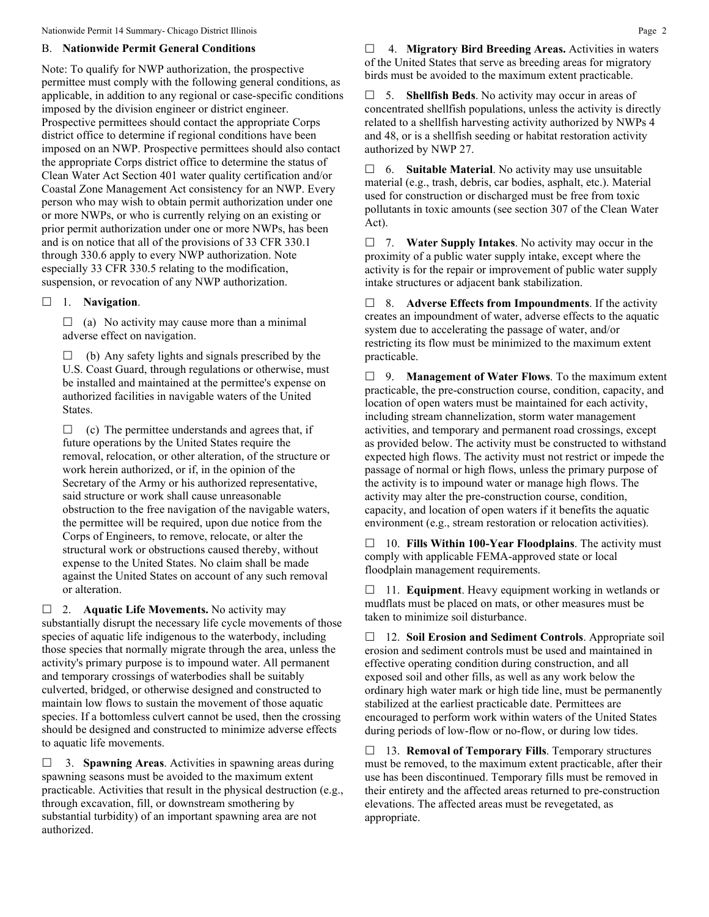## B. Nationwide Permit General Conditions

Note: To qualify for NWP authorization, the prospective permittee must comply with the following general conditions, as applicable, in addition to any regional or case-specific conditions imposed by the division engineer or district engineer. Prospective permittees should contact the appropriate Corps district office to determine if regional conditions have been imposed on an NWP. Prospective permittees should also contact the appropriate Corps district office to determine the status of Clean Water Act Section 401 water quality certification and/or Coastal Zone Management Act consistency for an NWP. Every person who may wish to obtain permit authorization under one or more NWPs, or who is currently relying on an existing or prior permit authorization under one or more NWPs, has been and is on notice that all of the provisions of 33 CFR 330.1 through 330.6 apply to every NWP authorization. Note especially 33 CFR 330.5 relating to the modification, suspension, or revocation of any NWP authorization.

☐ 1. **Navigation**.

☐ (a) No activity may cause more than a minimal adverse effect on navigation.

☐ (b) Any safety lights and signals prescribed by the U.S. Coast Guard, through regulations or otherwise, must be installed and maintained at the permittee's expense on authorized facilities in navigable waters of the United States.

☐ (c) The permittee understands and agrees that, if future operations by the United States require the removal, relocation, or other alteration, of the structure or work herein authorized, or if, in the opinion of the Secretary of the Army or his authorized representative, said structure or work shall cause unreasonable obstruction to the free navigation of the navigable waters, the permittee will be required, upon due notice from the Corps of Engineers, to remove, relocate, or alter the structural work or obstructions caused thereby, without expense to the United States. No claim shall be made against the United States on account of any such removal or alteration.

☐ 2. **Aquatic Life Movements.** No activity may substantially disrupt the necessary life cycle movements of those species of aquatic life indigenous to the waterbody, including those species that normally migrate through the area, unless the activity's primary purpose is to impound water. All permanent and temporary crossings of waterbodies shall be suitably culverted, bridged, or otherwise designed and constructed to maintain low flows to sustain the movement of those aquatic species. If a bottomless culvert cannot be used, then the crossing should be designed and constructed to minimize adverse effects to aquatic life movements.

☐ 3. **Spawning Areas**. Activities in spawning areas during spawning seasons must be avoided to the maximum extent practicable. Activities that result in the physical destruction (e.g., through excavation, fill, or downstream smothering by substantial turbidity) of an important spawning area are not authorized.

☐ 4. **Migratory Bird Breeding Areas.** Activities in waters of the United States that serve as breeding areas for migratory birds must be avoided to the maximum extent practicable.

☐ 5. **Shellfish Beds**. No activity may occur in areas of concentrated shellfish populations, unless the activity is directly related to a shellfish harvesting activity authorized by NWPs 4 and 48, or is a shellfish seeding or habitat restoration activity authorized by NWP 27.

☐ 6. **Suitable Material**. No activity may use unsuitable material (e.g., trash, debris, car bodies, asphalt, etc.). Material used for construction or discharged must be free from toxic pollutants in toxic amounts (see section 307 of the Clean Water Act).

☐ 7. **Water Supply Intakes**. No activity may occur in the proximity of a public water supply intake, except where the activity is for the repair or improvement of public water supply intake structures or adjacent bank stabilization.

☐ 8. **Adverse Effects from Impoundments**. If the activity creates an impoundment of water, adverse effects to the aquatic system due to accelerating the passage of water, and/or restricting its flow must be minimized to the maximum extent practicable.

☐ 9. **Management of Water Flows**. To the maximum extent practicable, the pre-construction course, condition, capacity, and location of open waters must be maintained for each activity, including stream channelization, storm water management activities, and temporary and permanent road crossings, except as provided below. The activity must be constructed to withstand expected high flows. The activity must not restrict or impede the passage of normal or high flows, unless the primary purpose of the activity is to impound water or manage high flows. The activity may alter the pre-construction course, condition, capacity, and location of open waters if it benefits the aquatic environment (e.g., stream restoration or relocation activities).

☐ 10. **Fills Within 100-Year Floodplains**. The activity must comply with applicable FEMA-approved state or local floodplain management requirements.

☐ 11. **Equipment**. Heavy equipment working in wetlands or mudflats must be placed on mats, or other measures must be taken to minimize soil disturbance.

☐ 12. **Soil Erosion and Sediment Controls**. Appropriate soil erosion and sediment controls must be used and maintained in effective operating condition during construction, and all exposed soil and other fills, as well as any work below the ordinary high water mark or high tide line, must be permanently stabilized at the earliest practicable date. Permittees are encouraged to perform work within waters of the United States during periods of low-flow or no-flow, or during low tides.

☐ 13. **Removal of Temporary Fills**. Temporary structures must be removed, to the maximum extent practicable, after their use has been discontinued. Temporary fills must be removed in their entirety and the affected areas returned to pre-construction elevations. The affected areas must be revegetated, as appropriate.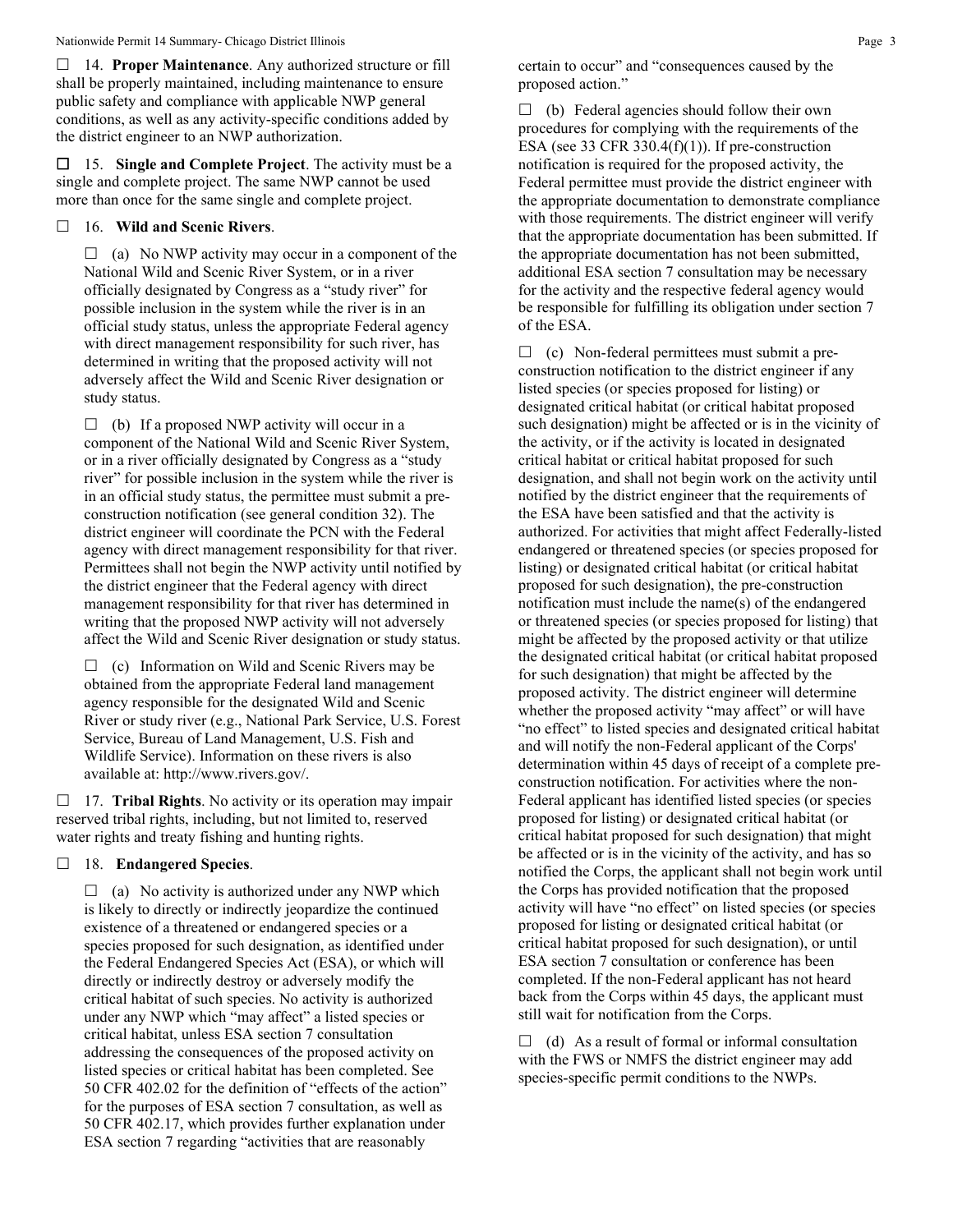☐ 14. **Proper Maintenance**. Any authorized structure or fill shall be properly maintained, including maintenance to ensure public safety and compliance with applicable NWP general conditions, as well as any activity-specific conditions added by the district engineer to an NWP authorization.

☐ 15. **Single and Complete Project**. The activity must be a single and complete project. The same NWP cannot be used more than once for the same single and complete project.

☐ 16. **Wild and Scenic Rivers**.

☐ (a) No NWP activity may occur in a component of the National Wild and Scenic River System, or in a river officially designated by Congress as a "study river" for possible inclusion in the system while the river is in an official study status, unless the appropriate Federal agency with direct management responsibility for such river, has determined in writing that the proposed activity will not adversely affect the Wild and Scenic River designation or study status.

☐ (b) If a proposed NWP activity will occur in a component of the National Wild and Scenic River System, or in a river officially designated by Congress as a "study river" for possible inclusion in the system while the river is in an official study status, the permittee must submit a pre-construction notification (see general condition 32). The district engineer will coordinate the PCN with the Federal agency with direct management responsibility for that river. Permittees shall not begin the NWP activity until notified by the district engineer that the Federal agency with direct management responsibility for that river has determined in writing that the proposed NWP activity will not adversely affect the Wild and Scenic River designation or study status.

☐ (c) Information on Wild and Scenic Rivers may be obtained from the appropriate Federal land management agency responsible for the designated Wild and Scenic River or study river (e.g., National Park Service, U.S. Forest Service, Bureau of Land Management, U.S. Fish and Wildlife Service). Information on these rivers is also available at: http://www.rivers.gov/.

☐ 17. **Tribal Rights**. No activity or its operation may impair reserved tribal rights, including, but not limited to, reserved water rights and treaty fishing and hunting rights.

☐ 18. **Endangered Species**.

☐ (a) No activity is authorized under any NWP which is likely to directly or indirectly jeopardize the continued existence of a threatened or endangered species or a species proposed for such designation, as identified under the Federal Endangered Species Act (ESA), or which will directly or indirectly destroy or adversely modify the critical habitat of such species. No activity is authorized under any NWP which "may affect" a listed species or critical habitat, unless ESA section 7 consultation addressing the consequences of the proposed activity on listed species or critical habitat has been completed. See 50 CFR 402.02 for the definition of "effects of the action" for the purposes of ESA section 7 consultation, as well as 50 CFR 402.17, which provides further explanation under ESA section 7 regarding "activities that are reasonably certain to occur" and "consequences caused by the proposed action."

☐ (b) Federal agencies should follow their own procedures for complying with the requirements of the ESA (see 33 CFR 330.4(f)(1)). If pre-construction notification is required for the proposed activity, the Federal permittee must provide the district engineer with the appropriate documentation to demonstrate compliance with those requirements. The district engineer will verify that the appropriate documentation has been submitted. If the appropriate documentation has not been submitted, additional ESA section 7 consultation may be necessary for the activity and the respective federal agency would be responsible for fulfilling its obligation under section 7 of the ESA.

☐ (c) Non-federal permittees must submit a pre-construction notification to the district engineer if any listed species (or species proposed for listing) or designated critical habitat (or critical habitat proposed such designation) might be affected or is in the vicinity of the activity, or if the activity is located in designated critical habitat or critical habitat proposed for such designation, and shall not begin work on the activity until notified by the district engineer that the requirements of the ESA have been satisfied and that the activity is authorized. For activities that might affect Federally-listed endangered or threatened species (or species proposed for listing) or designated critical habitat (or critical habitat proposed for such designation), the pre-construction notification must include the name(s) of the endangered or threatened species (or species proposed for listing) that might be affected by the proposed activity or that utilize the designated critical habitat (or critical habitat proposed for such designation) that might be affected by the proposed activity. The district engineer will determine whether the proposed activity "may affect" or will have "no effect" to listed species and designated critical habitat and will notify the non-Federal applicant of the Corps' determination within 45 days of receipt of a complete pre-construction notification. For activities where the non-Federal applicant has identified listed species (or species proposed for listing) or designated critical habitat (or critical habitat proposed for such designation) that might be affected or is in the vicinity of the activity, and has so notified the Corps, the applicant shall not begin work until the Corps has provided notification that the proposed activity will have "no effect" on listed species (or species proposed for listing or designated critical habitat (or critical habitat proposed for such designation), or until ESA section 7 consultation or conference has been completed. If the non-Federal applicant has not heard back from the Corps within 45 days, the applicant must still wait for notification from the Corps.

☐ (d) As a result of formal or informal consultation with the FWS or NMFS the district engineer may add species-specific permit conditions to the NWPs.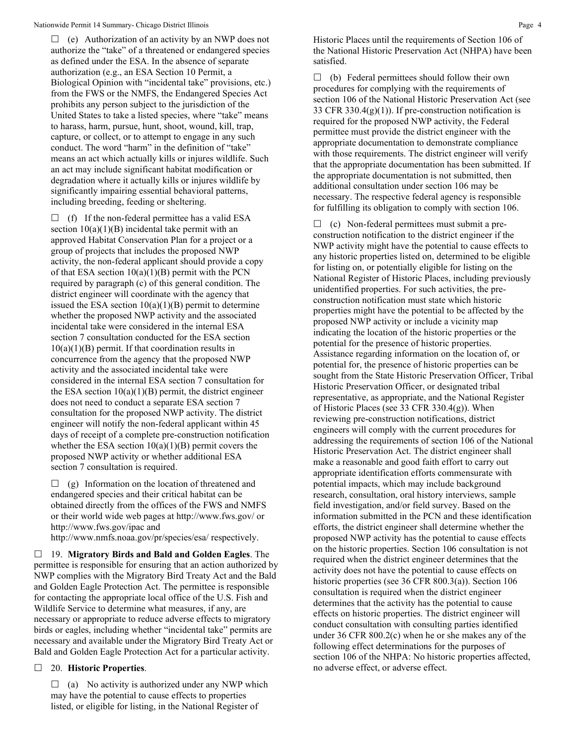☐ (e) Authorization of an activity by an NWP does not authorize the "take" of a threatened or endangered species as defined under the ESA. In the absence of separate authorization (e.g., an ESA Section 10 Permit, a Biological Opinion with "incidental take" provisions, etc.) from the FWS or the NMFS, the Endangered Species Act prohibits any person subject to the jurisdiction of the United States to take a listed species, where "take" means to harass, harm, pursue, hunt, shoot, wound, kill, trap, capture, or collect, or to attempt to engage in any such conduct. The word "harm" in the definition of "take" means an act which actually kills or injures wildlife. Such an act may include significant habitat modification or degradation where it actually kills or injures wildlife by significantly impairing essential behavioral patterns, including breeding, feeding or sheltering.

☐ (f) If the non-federal permittee has a valid ESA section 10(a)(1)(B) incidental take permit with an approved Habitat Conservation Plan for a project or a group of projects that includes the proposed NWP activity, the non-federal applicant should provide a copy of that ESA section 10(a)(1)(B) permit with the PCN required by paragraph (c) of this general condition. The district engineer will coordinate with the agency that issued the ESA section 10(a)(1)(B) permit to determine whether the proposed NWP activity and the associated incidental take were considered in the internal ESA section 7 consultation conducted for the ESA section 10(a)(1)(B) permit. If that coordination results in concurrence from the agency that the proposed NWP activity and the associated incidental take were considered in the internal ESA section 7 consultation for the ESA section 10(a)(1)(B) permit, the district engineer does not need to conduct a separate ESA section 7 consultation for the proposed NWP activity. The district engineer will notify the non-federal applicant within 45 days of receipt of a complete pre-construction notification whether the ESA section 10(a)(1)(B) permit covers the proposed NWP activity or whether additional ESA section 7 consultation is required.

☐ (g) Information on the location of threatened and endangered species and their critical habitat can be obtained directly from the offices of the FWS and NMFS or their world wide web pages at http://www.fws.gov/ or http://www.fws.gov/ipac and http://www.nmfs.noaa.gov/pr/species/esa/ respectively.

☐ 19. **Migratory Birds and Bald and Golden Eagles**. The permittee is responsible for ensuring that an action authorized by NWP complies with the Migratory Bird Treaty Act and the Bald and Golden Eagle Protection Act. The permittee is responsible for contacting the appropriate local office of the U.S. Fish and Wildlife Service to determine what measures, if any, are necessary or appropriate to reduce adverse effects to migratory birds or eagles, including whether "incidental take" permits are necessary and available under the Migratory Bird Treaty Act or Bald and Golden Eagle Protection Act for a particular activity.

☐ 20. **Historic Properties**.

☐ (a) No activity is authorized under any NWP which may have the potential to cause effects to properties listed, or eligible for listing, in the National Register of Historic Places until the requirements of Section 106 of the National Historic Preservation Act (NHPA) have been satisfied.

☐ (b) Federal permittees should follow their own procedures for complying with the requirements of section 106 of the National Historic Preservation Act (see 33 CFR 330.4(g)(1)). If pre-construction notification is required for the proposed NWP activity, the Federal permittee must provide the district engineer with the appropriate documentation to demonstrate compliance with those requirements. The district engineer will verify that the appropriate documentation has been submitted. If the appropriate documentation is not submitted, then additional consultation under section 106 may be necessary. The respective federal agency is responsible for fulfilling its obligation to comply with section 106.

☐ (c) Non-federal permittees must submit a pre-construction notification to the district engineer if the NWP activity might have the potential to cause effects to any historic properties listed on, determined to be eligible for listing on, or potentially eligible for listing on the National Register of Historic Places, including previously unidentified properties. For such activities, the pre-construction notification must state which historic properties might have the potential to be affected by the proposed NWP activity or include a vicinity map indicating the location of the historic properties or the potential for the presence of historic properties. Assistance regarding information on the location of, or potential for, the presence of historic properties can be sought from the State Historic Preservation Officer, Tribal Historic Preservation Officer, or designated tribal representative, as appropriate, and the National Register of Historic Places (see 33 CFR 330.4(g)). When reviewing pre-construction notifications, district engineers will comply with the current procedures for addressing the requirements of section 106 of the National Historic Preservation Act. The district engineer shall make a reasonable and good faith effort to carry out appropriate identification efforts commensurate with potential impacts, which may include background research, consultation, oral history interviews, sample field investigation, and/or field survey. Based on the information submitted in the PCN and these identification efforts, the district engineer shall determine whether the proposed NWP activity has the potential to cause effects on the historic properties. Section 106 consultation is not required when the district engineer determines that the activity does not have the potential to cause effects on historic properties (see 36 CFR 800.3(a)). Section 106 consultation is required when the district engineer determines that the activity has the potential to cause effects on historic properties. The district engineer will conduct consultation with consulting parties identified under 36 CFR 800.2(c) when he or she makes any of the following effect determinations for the purposes of section 106 of the NHPA: No historic properties affected, no adverse effect, or adverse effect.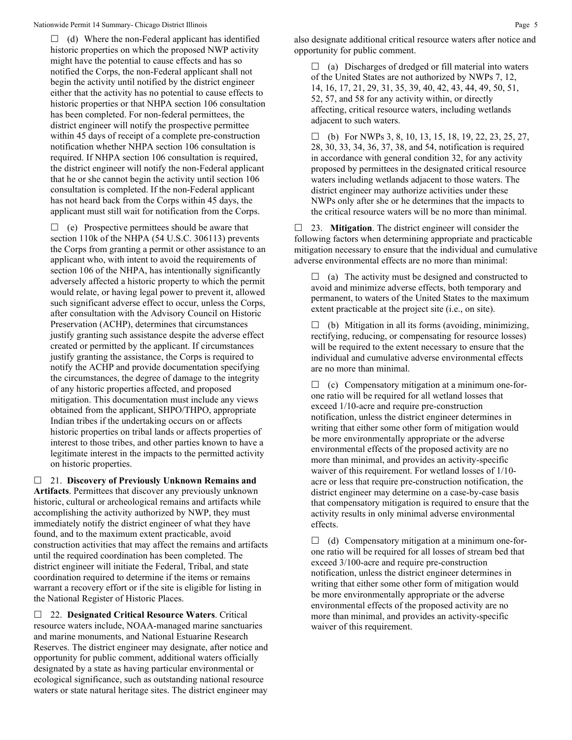☐ (d) Where the non-Federal applicant has identified historic properties on which the proposed NWP activity might have the potential to cause effects and has so notified the Corps, the non-Federal applicant shall not begin the activity until notified by the district engineer either that the activity has no potential to cause effects to historic properties or that NHPA section 106 consultation has been completed. For non-federal permittees, the district engineer will notify the prospective permittee within 45 days of receipt of a complete pre-construction notification whether NHPA section 106 consultation is required. If NHPA section 106 consultation is required, the district engineer will notify the non-Federal applicant that he or she cannot begin the activity until section 106 consultation is completed. If the non-Federal applicant has not heard back from the Corps within 45 days, the applicant must still wait for notification from the Corps.

☐ (e) Prospective permittees should be aware that section 110k of the NHPA (54 U.S.C. 306113) prevents the Corps from granting a permit or other assistance to an applicant who, with intent to avoid the requirements of section 106 of the NHPA, has intentionally significantly adversely affected a historic property to which the permit would relate, or having legal power to prevent it, allowed such significant adverse effect to occur, unless the Corps, after consultation with the Advisory Council on Historic Preservation (ACHP), determines that circumstances justify granting such assistance despite the adverse effect created or permitted by the applicant. If circumstances justify granting the assistance, the Corps is required to notify the ACHP and provide documentation specifying the circumstances, the degree of damage to the integrity of any historic properties affected, and proposed mitigation. This documentation must include any views obtained from the applicant, SHPO/THPO, appropriate Indian tribes if the undertaking occurs on or affects historic properties on tribal lands or affects properties of interest to those tribes, and other parties known to have a legitimate interest in the impacts to the permitted activity on historic properties.

☐ 21. **Discovery of Previously Unknown Remains and Artifacts**. Permittees that discover any previously unknown historic, cultural or archeological remains and artifacts while accomplishing the activity authorized by NWP, they must immediately notify the district engineer of what they have found, and to the maximum extent practicable, avoid construction activities that may affect the remains and artifacts until the required coordination has been completed. The district engineer will initiate the Federal, Tribal, and state coordination required to determine if the items or remains warrant a recovery effort or if the site is eligible for listing in the National Register of Historic Places.

☐ 22. **Designated Critical Resource Waters**. Critical resource waters include, NOAA-managed marine sanctuaries and marine monuments, and National Estuarine Research Reserves. The district engineer may designate, after notice and opportunity for public comment, additional waters officially designated by a state as having particular environmental or ecological significance, such as outstanding national resource waters or state natural heritage sites. The district engineer may also designate additional critical resource waters after notice and opportunity for public comment.

☐ (a) Discharges of dredged or fill material into waters of the United States are not authorized by NWPs 7, 12, 14, 16, 17, 21, 29, 31, 35, 39, 40, 42, 43, 44, 49, 50, 51, 52, 57, and 58 for any activity within, or directly affecting, critical resource waters, including wetlands adjacent to such waters.

☐ (b) For NWPs 3, 8, 10, 13, 15, 18, 19, 22, 23, 25, 27, 28, 30, 33, 34, 36, 37, 38, and 54, notification is required in accordance with general condition 32, for any activity proposed by permittees in the designated critical resource waters including wetlands adjacent to those waters. The district engineer may authorize activities under these NWPs only after she or he determines that the impacts to the critical resource waters will be no more than minimal.

☐ 23. **Mitigation**. The district engineer will consider the following factors when determining appropriate and practicable mitigation necessary to ensure that the individual and cumulative adverse environmental effects are no more than minimal:

☐ (a) The activity must be designed and constructed to avoid and minimize adverse effects, both temporary and permanent, to waters of the United States to the maximum extent practicable at the project site (i.e., on site).

☐ (b) Mitigation in all its forms (avoiding, minimizing, rectifying, reducing, or compensating for resource losses) will be required to the extent necessary to ensure that the individual and cumulative adverse environmental effects are no more than minimal.

☐ (c) Compensatory mitigation at a minimum one-for-one ratio will be required for all wetland losses that exceed 1/10-acre and require pre-construction notification, unless the district engineer determines in writing that either some other form of mitigation would be more environmentally appropriate or the adverse environmental effects of the proposed activity are no more than minimal, and provides an activity-specific waiver of this requirement. For wetland losses of 1/10-acre or less that require pre-construction notification, the district engineer may determine on a case-by-case basis that compensatory mitigation is required to ensure that the activity results in only minimal adverse environmental effects.

☐ (d) Compensatory mitigation at a minimum one-for-one ratio will be required for all losses of stream bed that exceed 3/100-acre and require pre-construction notification, unless the district engineer determines in writing that either some other form of mitigation would be more environmentally appropriate or the adverse environmental effects of the proposed activity are no more than minimal, and provides an activity-specific waiver of this requirement.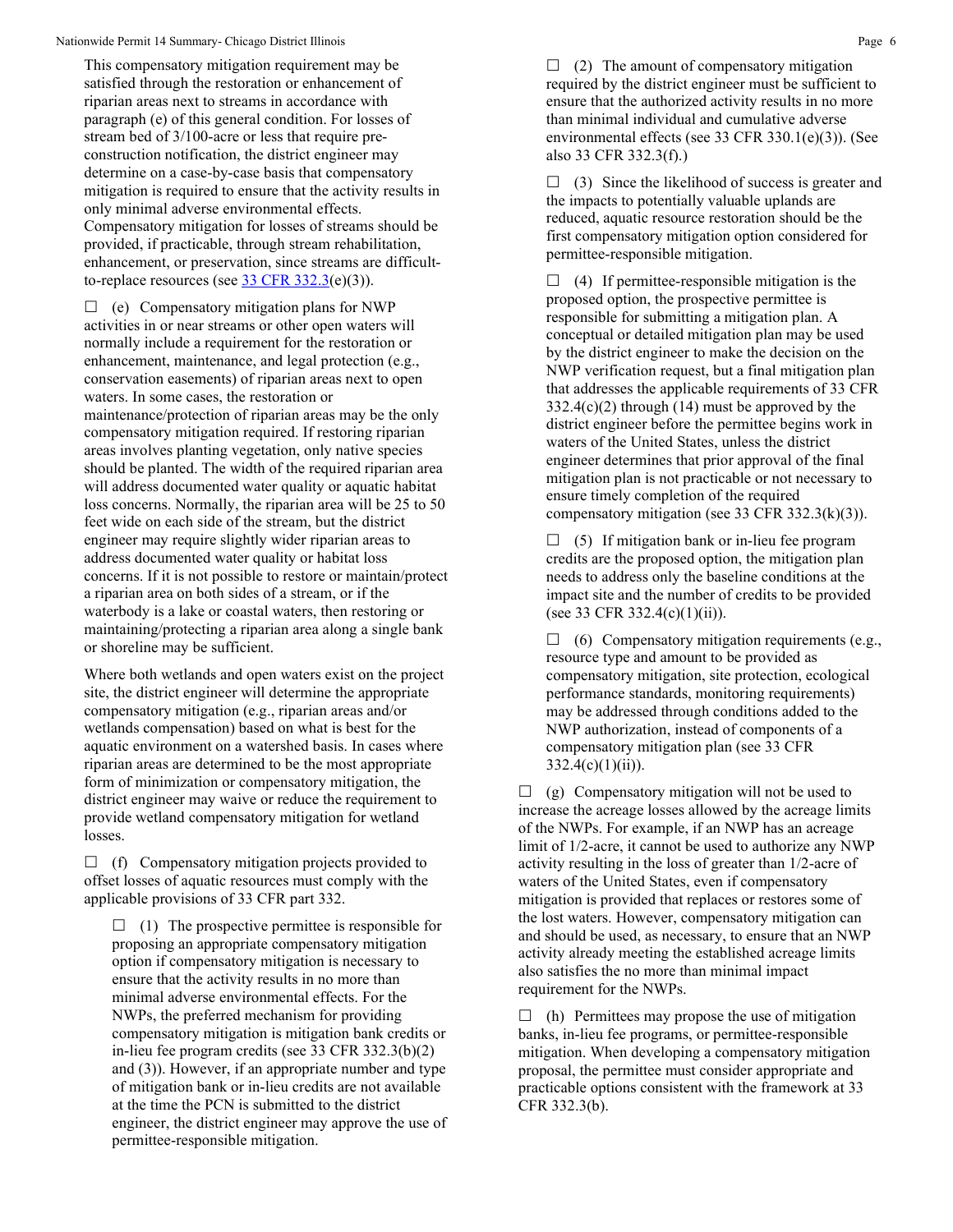This compensatory mitigation requirement may be satisfied through the restoration or enhancement of riparian areas next to streams in accordance with paragraph (e) of this general condition. For losses of stream bed of 3/100-acre or less that require pre-construction notification, the district engineer may determine on a case-by-case basis that compensatory mitigation is required to ensure that the activity results in only minimal adverse environmental effects. Compensatory mitigation for losses of streams should be provided, if practicable, through stream rehabilitation, enhancement, or preservation, since streams are difficult-to-replace resources (see 33 CFR 332.3(e)(3)).

☐ (e) Compensatory mitigation plans for NWP activities in or near streams or other open waters will normally include a requirement for the restoration or enhancement, maintenance, and legal protection (e.g., conservation easements) of riparian areas next to open waters. In some cases, the restoration or maintenance/protection of riparian areas may be the only compensatory mitigation required. If restoring riparian areas involves planting vegetation, only native species should be planted. The width of the required riparian area will address documented water quality or aquatic habitat loss concerns. Normally, the riparian area will be 25 to 50 feet wide on each side of the stream, but the district engineer may require slightly wider riparian areas to address documented water quality or habitat loss concerns. If it is not possible to restore or maintain/protect a riparian area on both sides of a stream, or if the waterbody is a lake or coastal waters, then restoring or maintaining/protecting a riparian area along a single bank or shoreline may be sufficient.

Where both wetlands and open waters exist on the project site, the district engineer will determine the appropriate compensatory mitigation (e.g., riparian areas and/or wetlands compensation) based on what is best for the aquatic environment on a watershed basis. In cases where riparian areas are determined to be the most appropriate form of minimization or compensatory mitigation, the district engineer may waive or reduce the requirement to provide wetland compensatory mitigation for wetland losses.

☐ (f) Compensatory mitigation projects provided to offset losses of aquatic resources must comply with the applicable provisions of 33 CFR part 332.

☐ (1) The prospective permittee is responsible for proposing an appropriate compensatory mitigation option if compensatory mitigation is necessary to ensure that the activity results in no more than minimal adverse environmental effects. For the NWPs, the preferred mechanism for providing compensatory mitigation is mitigation bank credits or in-lieu fee program credits (see 33 CFR 332.3(b)(2) and (3)). However, if an appropriate number and type of mitigation bank or in-lieu credits are not available at the time the PCN is submitted to the district engineer, the district engineer may approve the use of permittee-responsible mitigation.

☐ (2) The amount of compensatory mitigation required by the district engineer must be sufficient to ensure that the authorized activity results in no more than minimal individual and cumulative adverse environmental effects (see 33 CFR 330.1(e)(3)). (See also 33 CFR 332.3(f).)

☐ (3) Since the likelihood of success is greater and the impacts to potentially valuable uplands are reduced, aquatic resource restoration should be the first compensatory mitigation option considered for permittee-responsible mitigation.

☐ (4) If permittee-responsible mitigation is the proposed option, the prospective permittee is responsible for submitting a mitigation plan. A conceptual or detailed mitigation plan may be used by the district engineer to make the decision on the NWP verification request, but a final mitigation plan that addresses the applicable requirements of 33 CFR 332.4(c)(2) through (14) must be approved by the district engineer before the permittee begins work in waters of the United States, unless the district engineer determines that prior approval of the final mitigation plan is not practicable or not necessary to ensure timely completion of the required compensatory mitigation (see 33 CFR 332.3(k)(3)).

☐ (5) If mitigation bank or in-lieu fee program credits are the proposed option, the mitigation plan needs to address only the baseline conditions at the impact site and the number of credits to be provided (see 33 CFR 332.4(c)(1)(ii)).

☐ (6) Compensatory mitigation requirements (e.g., resource type and amount to be provided as compensatory mitigation, site protection, ecological performance standards, monitoring requirements) may be addressed through conditions added to the NWP authorization, instead of components of a compensatory mitigation plan (see 33 CFR 332.4(c)(1)(ii)).

☐ (g) Compensatory mitigation will not be used to increase the acreage losses allowed by the acreage limits of the NWPs. For example, if an NWP has an acreage limit of 1/2-acre, it cannot be used to authorize any NWP activity resulting in the loss of greater than 1/2-acre of waters of the United States, even if compensatory mitigation is provided that replaces or restores some of the lost waters. However, compensatory mitigation can and should be used, as necessary, to ensure that an NWP activity already meeting the established acreage limits also satisfies the no more than minimal impact requirement for the NWPs.

☐ (h) Permittees may propose the use of mitigation banks, in-lieu fee programs, or permittee-responsible mitigation. When developing a compensatory mitigation proposal, the permittee must consider appropriate and practicable options consistent with the framework at 33 CFR 332.3(b).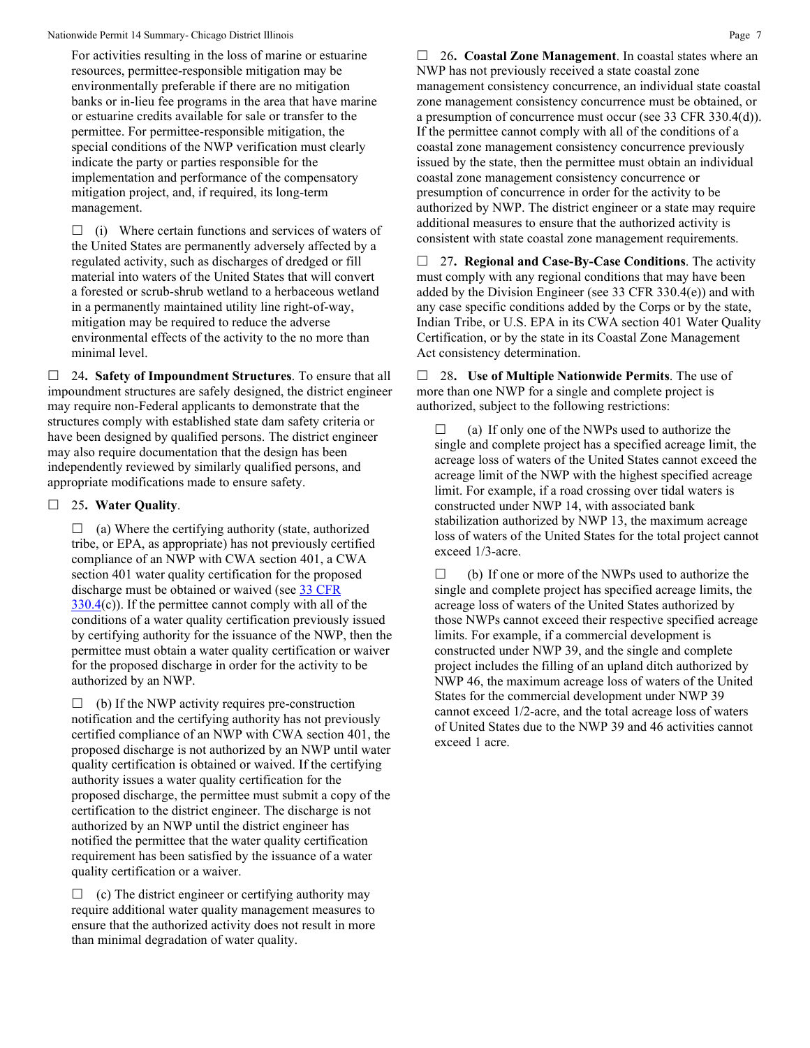For activities resulting in the loss of marine or estuarine resources, permittee-responsible mitigation may be environmentally preferable if there are no mitigation banks or in-lieu fee programs in the area that have marine or estuarine credits available for sale or transfer to the permittee. For permittee-responsible mitigation, the special conditions of the NWP verification must clearly indicate the party or parties responsible for the implementation and performance of the compensatory mitigation project, and, if required, its long-term management.

☐ (i) Where certain functions and services of waters of the United States are permanently adversely affected by a regulated activity, such as discharges of dredged or fill material into waters of the United States that will convert a forested or scrub-shrub wetland to a herbaceous wetland in a permanently maintained utility line right-of-way, mitigation may be required to reduce the adverse environmental effects of the activity to the no more than minimal level.

☐ 24**. Safety of Impoundment Structures**. To ensure that all impoundment structures are safely designed, the district engineer may require non-Federal applicants to demonstrate that the structures comply with established state dam safety criteria or have been designed by qualified persons. The district engineer may also require documentation that the design has been independently reviewed by similarly qualified persons, and appropriate modifications made to ensure safety.

☐ 25**. Water Quality**.

☐ (a) Where the certifying authority (state, authorized tribe, or EPA, as appropriate) has not previously certified compliance of an NWP with CWA section 401, a CWA section 401 water quality certification for the proposed discharge must be obtained or waived (see 33 CFR 330.4(c)). If the permittee cannot comply with all of the conditions of a water quality certification previously issued by certifying authority for the issuance of the NWP, then the permittee must obtain a water quality certification or waiver for the proposed discharge in order for the activity to be authorized by an NWP.

☐ (b) If the NWP activity requires pre-construction notification and the certifying authority has not previously certified compliance of an NWP with CWA section 401, the proposed discharge is not authorized by an NWP until water quality certification is obtained or waived. If the certifying authority issues a water quality certification for the proposed discharge, the permittee must submit a copy of the certification to the district engineer. The discharge is not authorized by an NWP until the district engineer has notified the permittee that the water quality certification requirement has been satisfied by the issuance of a water quality certification or a waiver.

☐ (c) The district engineer or certifying authority may require additional water quality management measures to ensure that the authorized activity does not result in more than minimal degradation of water quality.

☐ 26**. Coastal Zone Management**. In coastal states where an NWP has not previously received a state coastal zone management consistency concurrence, an individual state coastal zone management consistency concurrence must be obtained, or a presumption of concurrence must occur (see 33 CFR 330.4(d)). If the permittee cannot comply with all of the conditions of a coastal zone management consistency concurrence previously issued by the state, then the permittee must obtain an individual coastal zone management consistency concurrence or presumption of concurrence in order for the activity to be authorized by NWP. The district engineer or a state may require additional measures to ensure that the authorized activity is consistent with state coastal zone management requirements.

☐ 27**. Regional and Case-By-Case Conditions**. The activity must comply with any regional conditions that may have been added by the Division Engineer (see 33 CFR 330.4(e)) and with any case specific conditions added by the Corps or by the state, Indian Tribe, or U.S. EPA in its CWA section 401 Water Quality Certification, or by the state in its Coastal Zone Management Act consistency determination.

☐ 28**. Use of Multiple Nationwide Permits**. The use of more than one NWP for a single and complete project is authorized, subject to the following restrictions:

☐ (a) If only one of the NWPs used to authorize the single and complete project has a specified acreage limit, the acreage loss of waters of the United States cannot exceed the acreage limit of the NWP with the highest specified acreage limit. For example, if a road crossing over tidal waters is constructed under NWP 14, with associated bank stabilization authorized by NWP 13, the maximum acreage loss of waters of the United States for the total project cannot exceed 1/3-acre.

☐ (b) If one or more of the NWPs used to authorize the single and complete project has specified acreage limits, the acreage loss of waters of the United States authorized by those NWPs cannot exceed their respective specified acreage limits. For example, if a commercial development is constructed under NWP 39, and the single and complete project includes the filling of an upland ditch authorized by NWP 46, the maximum acreage loss of waters of the United States for the commercial development under NWP 39 cannot exceed 1/2-acre, and the total acreage loss of waters of United States due to the NWP 39 and 46 activities cannot exceed 1 acre.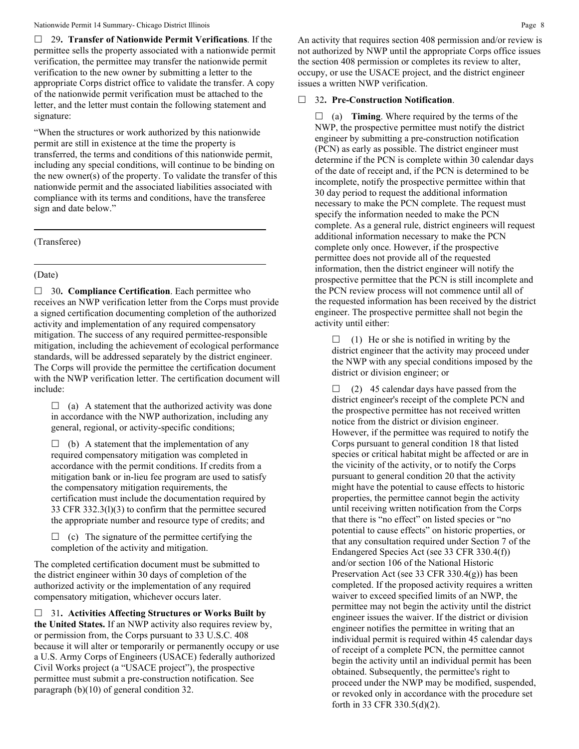☐ 29**. Transfer of Nationwide Permit Verifications**. If the permittee sells the property associated with a nationwide permit verification, the permittee may transfer the nationwide permit verification to the new owner by submitting a letter to the appropriate Corps district office to validate the transfer. A copy of the nationwide permit verification must be attached to the letter, and the letter must contain the following statement and signature:

"When the structures or work authorized by this nationwide permit are still in existence at the time the property is transferred, the terms and conditions of this nationwide permit, including any special conditions, will continue to be binding on the new owner(s) of the property. To validate the transfer of this nationwide permit and the associated liabilities associated with compliance with its terms and conditions, have the transferee sign and date below."

\_\_\_\_\_\_\_\_\_\_\_\_\_\_\_\_\_\_\_\_\_\_\_\_\_\_\_\_\_\_\_\_\_\_\_\_\_\_\_\_\_\_\_\_\_\_\_

(Transferee)

\_\_\_\_\_\_\_\_\_\_\_\_\_\_\_\_\_\_\_\_\_\_\_\_\_\_\_\_\_\_\_\_\_\_\_\_\_\_\_\_\_\_\_\_\_\_\_

(Date)

☐ 30**. Compliance Certification**. Each permittee who receives an NWP verification letter from the Corps must provide a signed certification documenting completion of the authorized activity and implementation of any required compensatory mitigation. The success of any required permittee-responsible mitigation, including the achievement of ecological performance standards, will be addressed separately by the district engineer. The Corps will provide the permittee the certification document with the NWP verification letter. The certification document will include:

☐ (a) A statement that the authorized activity was done in accordance with the NWP authorization, including any general, regional, or activity-specific conditions;

☐ (b) A statement that the implementation of any required compensatory mitigation was completed in accordance with the permit conditions. If credits from a mitigation bank or in-lieu fee program are used to satisfy the compensatory mitigation requirements, the certification must include the documentation required by 33 CFR 332.3(l)(3) to confirm that the permittee secured the appropriate number and resource type of credits; and

☐ (c) The signature of the permittee certifying the completion of the activity and mitigation.

The completed certification document must be submitted to the district engineer within 30 days of completion of the authorized activity or the implementation of any required compensatory mitigation, whichever occurs later.

☐ 31**. Activities Affecting Structures or Works Built by the United States.** If an NWP activity also requires review by, or permission from, the Corps pursuant to 33 U.S.C. 408 because it will alter or temporarily or permanently occupy or use a U.S. Army Corps of Engineers (USACE) federally authorized Civil Works project (a "USACE project"), the prospective permittee must submit a pre-construction notification. See paragraph (b)(10) of general condition 32.

An activity that requires section 408 permission and/or review is not authorized by NWP until the appropriate Corps office issues the section 408 permission or completes its review to alter, occupy, or use the USACE project, and the district engineer issues a written NWP verification.

☐ 32**. Pre-Construction Notification**.

☐ (a) **Timing**. Where required by the terms of the NWP, the prospective permittee must notify the district engineer by submitting a pre-construction notification (PCN) as early as possible. The district engineer must determine if the PCN is complete within 30 calendar days of the date of receipt and, if the PCN is determined to be incomplete, notify the prospective permittee within that 30 day period to request the additional information necessary to make the PCN complete. The request must specify the information needed to make the PCN complete. As a general rule, district engineers will request additional information necessary to make the PCN complete only once. However, if the prospective permittee does not provide all of the requested information, then the district engineer will notify the prospective permittee that the PCN is still incomplete and the PCN review process will not commence until all of the requested information has been received by the district engineer. The prospective permittee shall not begin the activity until either:

☐ (1) He or she is notified in writing by the district engineer that the activity may proceed under the NWP with any special conditions imposed by the district or division engineer; or

☐ (2) 45 calendar days have passed from the district engineer's receipt of the complete PCN and the prospective permittee has not received written notice from the district or division engineer. However, if the permittee was required to notify the Corps pursuant to general condition 18 that listed species or critical habitat might be affected or are in the vicinity of the activity, or to notify the Corps pursuant to general condition 20 that the activity might have the potential to cause effects to historic properties, the permittee cannot begin the activity until receiving written notification from the Corps that there is "no effect" on listed species or "no potential to cause effects" on historic properties, or that any consultation required under Section 7 of the Endangered Species Act (see 33 CFR 330.4(f)) and/or section 106 of the National Historic Preservation Act (see 33 CFR 330.4(g)) has been completed. If the proposed activity requires a written waiver to exceed specified limits of an NWP, the permittee may not begin the activity until the district engineer issues the waiver. If the district or division engineer notifies the permittee in writing that an individual permit is required within 45 calendar days of receipt of a complete PCN, the permittee cannot begin the activity until an individual permit has been obtained. Subsequently, the permittee's right to proceed under the NWP may be modified, suspended, or revoked only in accordance with the procedure set forth in 33 CFR 330.5(d)(2).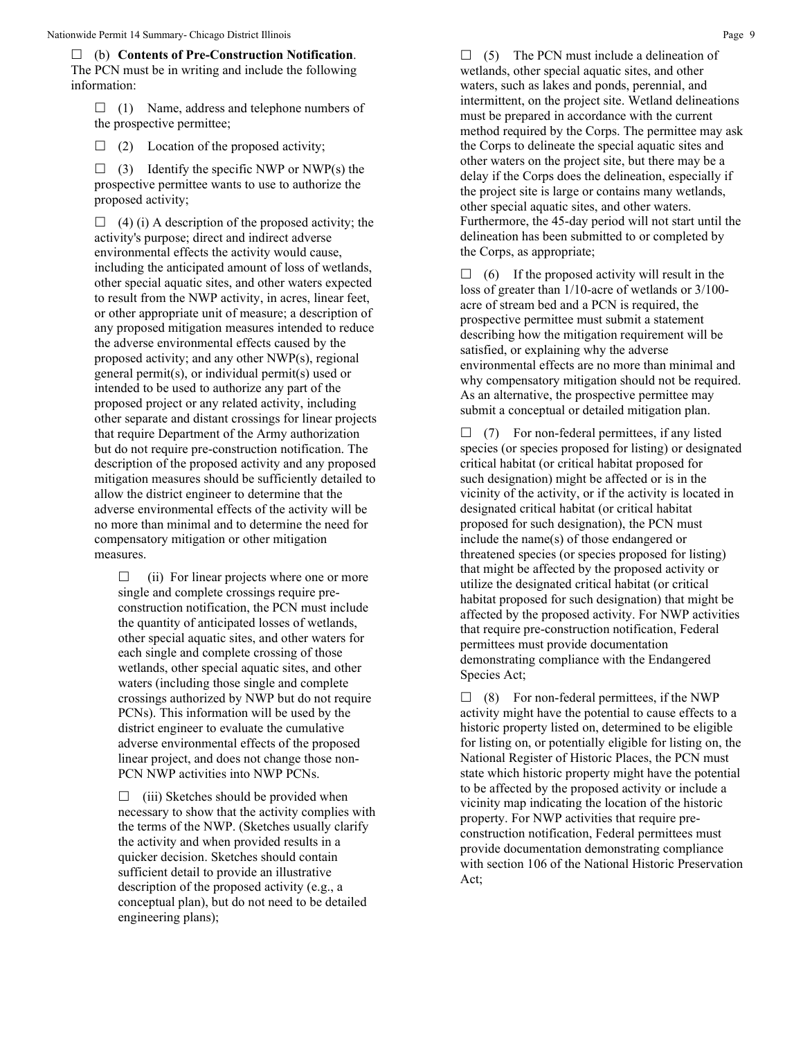☐ (b) **Contents of Pre-Construction Notification**. The PCN must be in writing and include the following information:

☐ (1) Name, address and telephone numbers of the prospective permittee;

☐ (2) Location of the proposed activity;

☐ (3) Identify the specific NWP or NWP(s) the prospective permittee wants to use to authorize the proposed activity;

☐ (4) (i) A description of the proposed activity; the activity's purpose; direct and indirect adverse environmental effects the activity would cause, including the anticipated amount of loss of wetlands, other special aquatic sites, and other waters expected to result from the NWP activity, in acres, linear feet, or other appropriate unit of measure; a description of any proposed mitigation measures intended to reduce the adverse environmental effects caused by the proposed activity; and any other NWP(s), regional general permit(s), or individual permit(s) used or intended to be used to authorize any part of the proposed project or any related activity, including other separate and distant crossings for linear projects that require Department of the Army authorization but do not require pre-construction notification. The description of the proposed activity and any proposed mitigation measures should be sufficiently detailed to allow the district engineer to determine that the adverse environmental effects of the activity will be no more than minimal and to determine the need for compensatory mitigation or other mitigation measures.

☐ (ii) For linear projects where one or more single and complete crossings require pre-construction notification, the PCN must include the quantity of anticipated losses of wetlands, other special aquatic sites, and other waters for each single and complete crossing of those wetlands, other special aquatic sites, and other waters (including those single and complete crossings authorized by NWP but do not require PCNs). This information will be used by the district engineer to evaluate the cumulative adverse environmental effects of the proposed linear project, and does not change those non-PCN NWP activities into NWP PCNs.

☐ (iii) Sketches should be provided when necessary to show that the activity complies with the terms of the NWP. (Sketches usually clarify the activity and when provided results in a quicker decision. Sketches should contain sufficient detail to provide an illustrative description of the proposed activity (e.g., a conceptual plan), but do not need to be detailed engineering plans);

☐ (5) The PCN must include a delineation of wetlands, other special aquatic sites, and other waters, such as lakes and ponds, perennial, and intermittent, on the project site. Wetland delineations must be prepared in accordance with the current method required by the Corps. The permittee may ask the Corps to delineate the special aquatic sites and other waters on the project site, but there may be a delay if the Corps does the delineation, especially if the project site is large or contains many wetlands, other special aquatic sites, and other waters. Furthermore, the 45-day period will not start until the delineation has been submitted to or completed by the Corps, as appropriate;

☐ (6) If the proposed activity will result in the loss of greater than 1/10-acre of wetlands or 3/100-acre of stream bed and a PCN is required, the prospective permittee must submit a statement describing how the mitigation requirement will be satisfied, or explaining why the adverse environmental effects are no more than minimal and why compensatory mitigation should not be required. As an alternative, the prospective permittee may submit a conceptual or detailed mitigation plan.

☐ (7) For non-federal permittees, if any listed species (or species proposed for listing) or designated critical habitat (or critical habitat proposed for such designation) might be affected or is in the vicinity of the activity, or if the activity is located in designated critical habitat (or critical habitat proposed for such designation), the PCN must include the name(s) of those endangered or threatened species (or species proposed for listing) that might be affected by the proposed activity or utilize the designated critical habitat (or critical habitat proposed for such designation) that might be affected by the proposed activity. For NWP activities that require pre-construction notification, Federal permittees must provide documentation demonstrating compliance with the Endangered Species Act;

☐ (8) For non-federal permittees, if the NWP activity might have the potential to cause effects to a historic property listed on, determined to be eligible for listing on, or potentially eligible for listing on, the National Register of Historic Places, the PCN must state which historic property might have the potential to be affected by the proposed activity or include a vicinity map indicating the location of the historic property. For NWP activities that require pre-construction notification, Federal permittees must provide documentation demonstrating compliance with section 106 of the National Historic Preservation Act;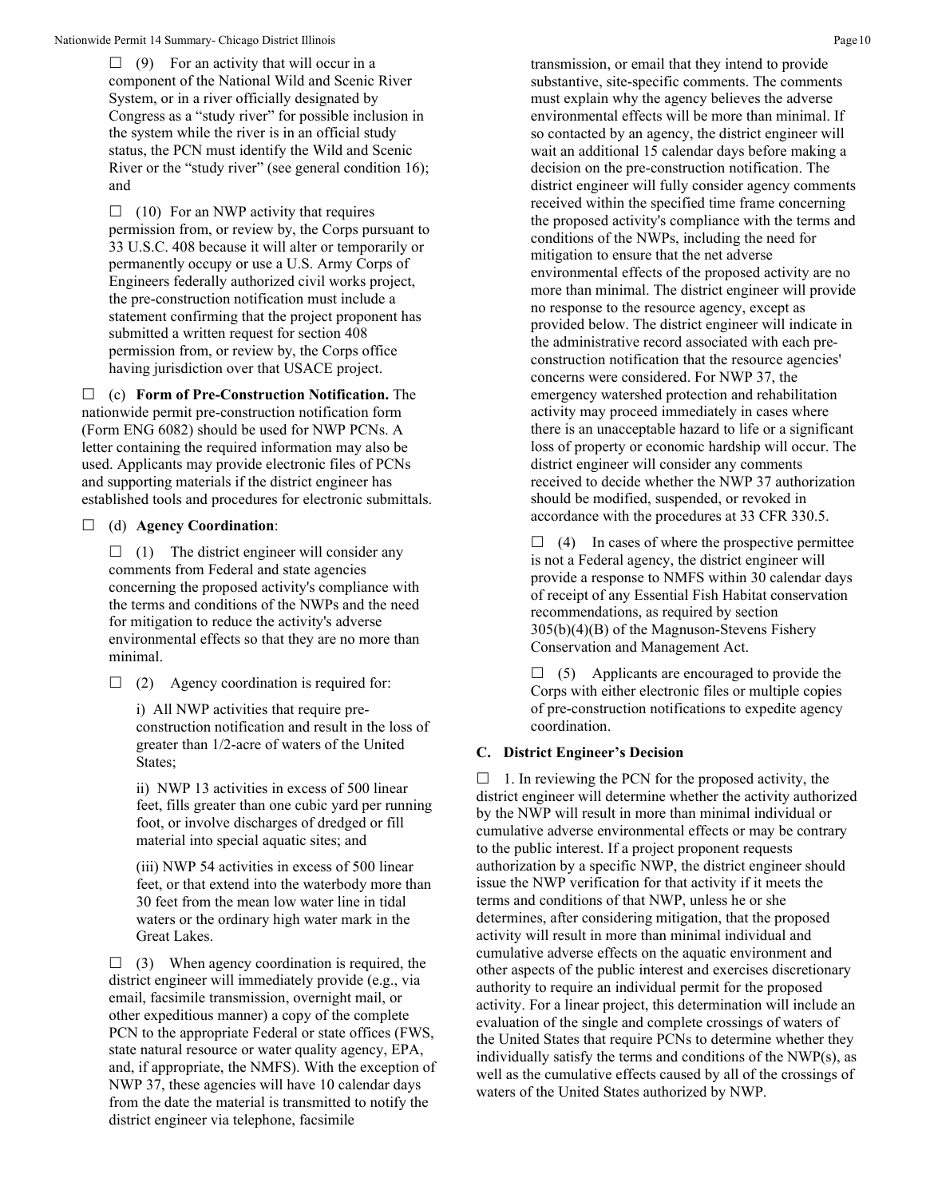☐ (9) For an activity that will occur in a component of the National Wild and Scenic River System, or in a river officially designated by Congress as a "study river" for possible inclusion in the system while the river is in an official study status, the PCN must identify the Wild and Scenic River or the "study river" (see general condition 16); and

☐ (10) For an NWP activity that requires permission from, or review by, the Corps pursuant to 33 U.S.C. 408 because it will alter or temporarily or permanently occupy or use a U.S. Army Corps of Engineers federally authorized civil works project, the pre-construction notification must include a statement confirming that the project proponent has submitted a written request for section 408 permission from, or review by, the Corps office having jurisdiction over that USACE project.

☐ (c) **Form of Pre-Construction Notification.** The nationwide permit pre-construction notification form (Form ENG 6082) should be used for NWP PCNs. A letter containing the required information may also be used. Applicants may provide electronic files of PCNs and supporting materials if the district engineer has established tools and procedures for electronic submittals.

☐ (d) **Agency Coordination**:

☐ (1) The district engineer will consider any comments from Federal and state agencies concerning the proposed activity's compliance with the terms and conditions of the NWPs and the need for mitigation to reduce the activity's adverse environmental effects so that they are no more than minimal.

☐ (2) Agency coordination is required for:

i) All NWP activities that require pre-construction notification and result in the loss of greater than 1/2-acre of waters of the United States;

ii) NWP 13 activities in excess of 500 linear feet, fills greater than one cubic yard per running foot, or involve discharges of dredged or fill material into special aquatic sites; and

(iii) NWP 54 activities in excess of 500 linear feet, or that extend into the waterbody more than 30 feet from the mean low water line in tidal waters or the ordinary high water mark in the Great Lakes.

☐ (3) When agency coordination is required, the district engineer will immediately provide (e.g., via email, facsimile transmission, overnight mail, or other expeditious manner) a copy of the complete PCN to the appropriate Federal or state offices (FWS, state natural resource or water quality agency, EPA, and, if appropriate, the NMFS). With the exception of NWP 37, these agencies will have 10 calendar days from the date the material is transmitted to notify the district engineer via telephone, facsimile transmission, or email that they intend to provide substantive, site-specific comments. The comments must explain why the agency believes the adverse environmental effects will be more than minimal. If so contacted by an agency, the district engineer will wait an additional 15 calendar days before making a decision on the pre-construction notification. The district engineer will fully consider agency comments received within the specified time frame concerning the proposed activity's compliance with the terms and conditions of the NWPs, including the need for mitigation to ensure that the net adverse environmental effects of the proposed activity are no more than minimal. The district engineer will provide no response to the resource agency, except as provided below. The district engineer will indicate in the administrative record associated with each pre-construction notification that the resource agencies' concerns were considered. For NWP 37, the emergency watershed protection and rehabilitation activity may proceed immediately in cases where there is an unacceptable hazard to life or a significant loss of property or economic hardship will occur. The district engineer will consider any comments received to decide whether the NWP 37 authorization should be modified, suspended, or revoked in accordance with the procedures at 33 CFR 330.5.

☐ (4) In cases of where the prospective permittee is not a Federal agency, the district engineer will provide a response to NMFS within 30 calendar days of receipt of any Essential Fish Habitat conservation recommendations, as required by section 305(b)(4)(B) of the Magnuson-Stevens Fishery Conservation and Management Act.

☐ (5) Applicants are encouraged to provide the Corps with either electronic files or multiple copies of pre-construction notifications to expedite agency coordination.

### C. District Engineer's Decision

☐ 1. In reviewing the PCN for the proposed activity, the district engineer will determine whether the activity authorized by the NWP will result in more than minimal individual or cumulative adverse environmental effects or may be contrary to the public interest. If a project proponent requests authorization by a specific NWP, the district engineer should issue the NWP verification for that activity if it meets the terms and conditions of that NWP, unless he or she determines, after considering mitigation, that the proposed activity will result in more than minimal individual and cumulative adverse effects on the aquatic environment and other aspects of the public interest and exercises discretionary authority to require an individual permit for the proposed activity. For a linear project, this determination will include an evaluation of the single and complete crossings of waters of the United States that require PCNs to determine whether they individually satisfy the terms and conditions of the NWP(s), as well as the cumulative effects caused by all of the crossings of waters of the United States authorized by NWP.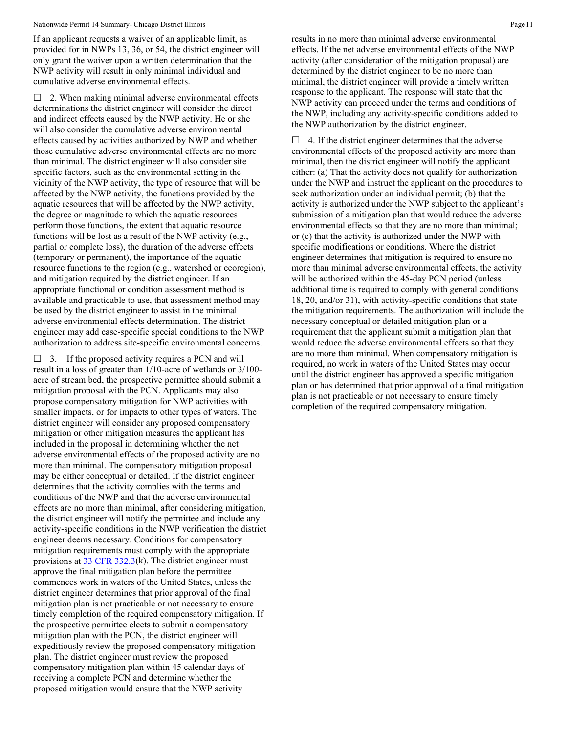If an applicant requests a waiver of an applicable limit, as provided for in NWPs 13, 36, or 54, the district engineer will only grant the waiver upon a written determination that the NWP activity will result in only minimal individual and cumulative adverse environmental effects.

☐ 2. When making minimal adverse environmental effects determinations the district engineer will consider the direct and indirect effects caused by the NWP activity. He or she will also consider the cumulative adverse environmental effects caused by activities authorized by NWP and whether those cumulative adverse environmental effects are no more than minimal. The district engineer will also consider site specific factors, such as the environmental setting in the vicinity of the NWP activity, the type of resource that will be affected by the NWP activity, the functions provided by the aquatic resources that will be affected by the NWP activity, the degree or magnitude to which the aquatic resources perform those functions, the extent that aquatic resource functions will be lost as a result of the NWP activity (e.g., partial or complete loss), the duration of the adverse effects (temporary or permanent), the importance of the aquatic resource functions to the region (e.g., watershed or ecoregion), and mitigation required by the district engineer. If an appropriate functional or condition assessment method is available and practicable to use, that assessment method may be used by the district engineer to assist in the minimal adverse environmental effects determination. The district engineer may add case-specific special conditions to the NWP authorization to address site-specific environmental concerns.

☐ 3. If the proposed activity requires a PCN and will result in a loss of greater than 1/10-acre of wetlands or 3/100-acre of stream bed, the prospective permittee should submit a mitigation proposal with the PCN. Applicants may also propose compensatory mitigation for NWP activities with smaller impacts, or for impacts to other types of waters. The district engineer will consider any proposed compensatory mitigation or other mitigation measures the applicant has included in the proposal in determining whether the net adverse environmental effects of the proposed activity are no more than minimal. The compensatory mitigation proposal may be either conceptual or detailed. If the district engineer determines that the activity complies with the terms and conditions of the NWP and that the adverse environmental effects are no more than minimal, after considering mitigation, the district engineer will notify the permittee and include any activity-specific conditions in the NWP verification the district engineer deems necessary. Conditions for compensatory mitigation requirements must comply with the appropriate provisions at 33 CFR 332.3(k). The district engineer must approve the final mitigation plan before the permittee commences work in waters of the United States, unless the district engineer determines that prior approval of the final mitigation plan is not practicable or not necessary to ensure timely completion of the required compensatory mitigation. If the prospective permittee elects to submit a compensatory mitigation plan with the PCN, the district engineer will expeditiously review the proposed compensatory mitigation plan. The district engineer must review the proposed compensatory mitigation plan within 45 calendar days of receiving a complete PCN and determine whether the proposed mitigation would ensure that the NWP activity results in no more than minimal adverse environmental effects. If the net adverse environmental effects of the NWP activity (after consideration of the mitigation proposal) are determined by the district engineer to be no more than minimal, the district engineer will provide a timely written response to the applicant. The response will state that the NWP activity can proceed under the terms and conditions of the NWP, including any activity-specific conditions added to the NWP authorization by the district engineer.

☐ 4. If the district engineer determines that the adverse environmental effects of the proposed activity are more than minimal, then the district engineer will notify the applicant either: (a) That the activity does not qualify for authorization under the NWP and instruct the applicant on the procedures to seek authorization under an individual permit; (b) that the activity is authorized under the NWP subject to the applicant's submission of a mitigation plan that would reduce the adverse environmental effects so that they are no more than minimal; or (c) that the activity is authorized under the NWP with specific modifications or conditions. Where the district engineer determines that mitigation is required to ensure no more than minimal adverse environmental effects, the activity will be authorized within the 45-day PCN period (unless additional time is required to comply with general conditions 18, 20, and/or 31), with activity-specific conditions that state the mitigation requirements. The authorization will include the necessary conceptual or detailed mitigation plan or a requirement that the applicant submit a mitigation plan that would reduce the adverse environmental effects so that they are no more than minimal. When compensatory mitigation is required, no work in waters of the United States may occur until the district engineer has approved a specific mitigation plan or has determined that prior approval of a final mitigation plan is not practicable or not necessary to ensure timely completion of the required compensatory mitigation.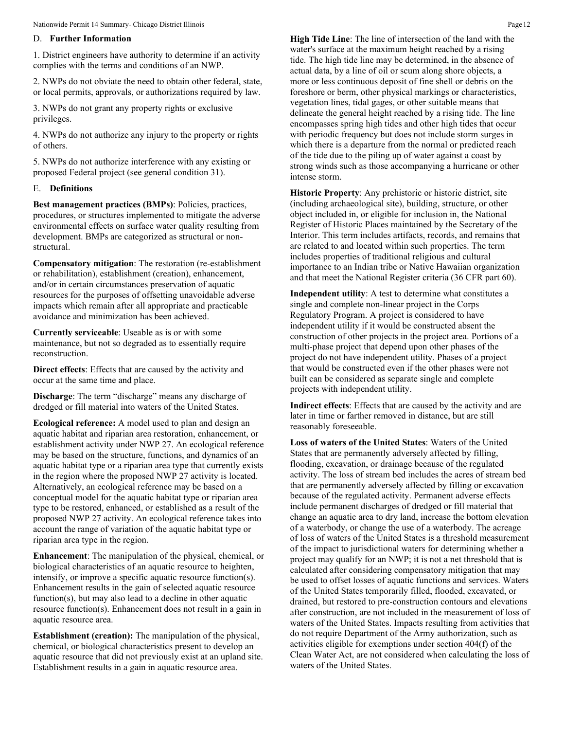## D. Further Information

1. District engineers have authority to determine if an activity complies with the terms and conditions of an NWP.

2. NWPs do not obviate the need to obtain other federal, state, or local permits, approvals, or authorizations required by law.

3. NWPs do not grant any property rights or exclusive privileges.

4. NWPs do not authorize any injury to the property or rights of others.

5. NWPs do not authorize interference with any existing or proposed Federal project (see general condition 31).

## E. Definitions

**Best management practices (BMPs)**: Policies, practices, procedures, or structures implemented to mitigate the adverse environmental effects on surface water quality resulting from development. BMPs are categorized as structural or non-structural.

**Compensatory mitigation**: The restoration (re-establishment or rehabilitation), establishment (creation), enhancement, and/or in certain circumstances preservation of aquatic resources for the purposes of offsetting unavoidable adverse impacts which remain after all appropriate and practicable avoidance and minimization has been achieved.

**Currently serviceable**: Useable as is or with some maintenance, but not so degraded as to essentially require reconstruction.

**Direct effects**: Effects that are caused by the activity and occur at the same time and place.

**Discharge**: The term "discharge" means any discharge of dredged or fill material into waters of the United States.

**Ecological reference:** A model used to plan and design an aquatic habitat and riparian area restoration, enhancement, or establishment activity under NWP 27. An ecological reference may be based on the structure, functions, and dynamics of an aquatic habitat type or a riparian area type that currently exists in the region where the proposed NWP 27 activity is located. Alternatively, an ecological reference may be based on a conceptual model for the aquatic habitat type or riparian area type to be restored, enhanced, or established as a result of the proposed NWP 27 activity. An ecological reference takes into account the range of variation of the aquatic habitat type or riparian area type in the region.

**Enhancement**: The manipulation of the physical, chemical, or biological characteristics of an aquatic resource to heighten, intensify, or improve a specific aquatic resource function(s). Enhancement results in the gain of selected aquatic resource function(s), but may also lead to a decline in other aquatic resource function(s). Enhancement does not result in a gain in aquatic resource area.

**Establishment (creation):** The manipulation of the physical, chemical, or biological characteristics present to develop an aquatic resource that did not previously exist at an upland site. Establishment results in a gain in aquatic resource area.

**High Tide Line**: The line of intersection of the land with the water's surface at the maximum height reached by a rising tide. The high tide line may be determined, in the absence of actual data, by a line of oil or scum along shore objects, a more or less continuous deposit of fine shell or debris on the foreshore or berm, other physical markings or characteristics, vegetation lines, tidal gages, or other suitable means that delineate the general height reached by a rising tide. The line encompasses spring high tides and other high tides that occur with periodic frequency but does not include storm surges in which there is a departure from the normal or predicted reach of the tide due to the piling up of water against a coast by strong winds such as those accompanying a hurricane or other intense storm.

**Historic Property**: Any prehistoric or historic district, site (including archaeological site), building, structure, or other object included in, or eligible for inclusion in, the National Register of Historic Places maintained by the Secretary of the Interior. This term includes artifacts, records, and remains that are related to and located within such properties. The term includes properties of traditional religious and cultural importance to an Indian tribe or Native Hawaiian organization and that meet the National Register criteria (36 CFR part 60).

**Independent utility**: A test to determine what constitutes a single and complete non-linear project in the Corps Regulatory Program. A project is considered to have independent utility if it would be constructed absent the construction of other projects in the project area. Portions of a multi-phase project that depend upon other phases of the project do not have independent utility. Phases of a project that would be constructed even if the other phases were not built can be considered as separate single and complete projects with independent utility.

**Indirect effects**: Effects that are caused by the activity and are later in time or farther removed in distance, but are still reasonably foreseeable.

**Loss of waters of the United States**: Waters of the United States that are permanently adversely affected by filling, flooding, excavation, or drainage because of the regulated activity. The loss of stream bed includes the acres of stream bed that are permanently adversely affected by filling or excavation because of the regulated activity. Permanent adverse effects include permanent discharges of dredged or fill material that change an aquatic area to dry land, increase the bottom elevation of a waterbody, or change the use of a waterbody. The acreage of loss of waters of the United States is a threshold measurement of the impact to jurisdictional waters for determining whether a project may qualify for an NWP; it is not a net threshold that is calculated after considering compensatory mitigation that may be used to offset losses of aquatic functions and services. Waters of the United States temporarily filled, flooded, excavated, or drained, but restored to pre-construction contours and elevations after construction, are not included in the measurement of loss of waters of the United States. Impacts resulting from activities that do not require Department of the Army authorization, such as activities eligible for exemptions under section 404(f) of the Clean Water Act, are not considered when calculating the loss of waters of the United States.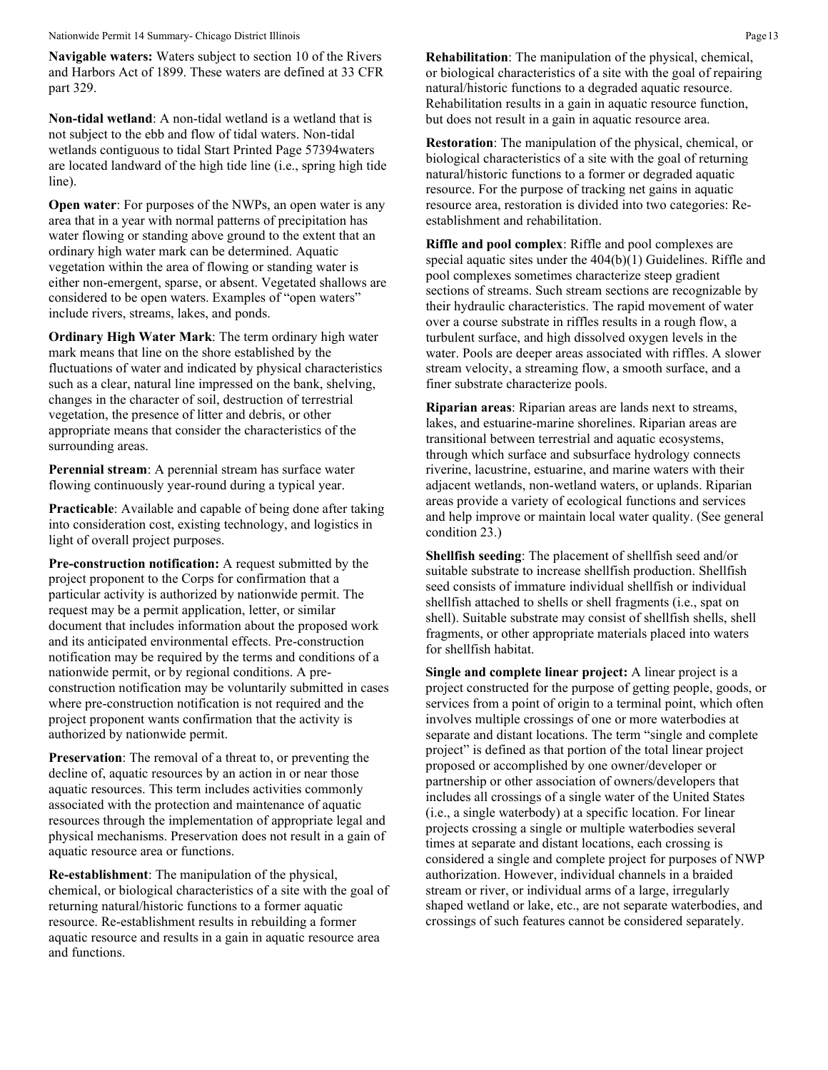**Navigable waters:** Waters subject to section 10 of the Rivers and Harbors Act of 1899. These waters are defined at 33 CFR part 329.

**Non-tidal wetland**: A non-tidal wetland is a wetland that is not subject to the ebb and flow of tidal waters. Non-tidal wetlands contiguous to tidal Start Printed Page 57394waters are located landward of the high tide line (i.e., spring high tide line).

**Open water**: For purposes of the NWPs, an open water is any area that in a year with normal patterns of precipitation has water flowing or standing above ground to the extent that an ordinary high water mark can be determined. Aquatic vegetation within the area of flowing or standing water is either non-emergent, sparse, or absent. Vegetated shallows are considered to be open waters. Examples of "open waters" include rivers, streams, lakes, and ponds.

**Ordinary High Water Mark**: The term ordinary high water mark means that line on the shore established by the fluctuations of water and indicated by physical characteristics such as a clear, natural line impressed on the bank, shelving, changes in the character of soil, destruction of terrestrial vegetation, the presence of litter and debris, or other appropriate means that consider the characteristics of the surrounding areas.

**Perennial stream**: A perennial stream has surface water flowing continuously year-round during a typical year.

**Practicable**: Available and capable of being done after taking into consideration cost, existing technology, and logistics in light of overall project purposes.

**Pre-construction notification:** A request submitted by the project proponent to the Corps for confirmation that a particular activity is authorized by nationwide permit. The request may be a permit application, letter, or similar document that includes information about the proposed work and its anticipated environmental effects. Pre-construction notification may be required by the terms and conditions of a nationwide permit, or by regional conditions. A pre-construction notification may be voluntarily submitted in cases where pre-construction notification is not required and the project proponent wants confirmation that the activity is authorized by nationwide permit.

**Preservation**: The removal of a threat to, or preventing the decline of, aquatic resources by an action in or near those aquatic resources. This term includes activities commonly associated with the protection and maintenance of aquatic resources through the implementation of appropriate legal and physical mechanisms. Preservation does not result in a gain of aquatic resource area or functions.

**Re-establishment**: The manipulation of the physical, chemical, or biological characteristics of a site with the goal of returning natural/historic functions to a former aquatic resource. Re-establishment results in rebuilding a former aquatic resource and results in a gain in aquatic resource area and functions.

**Rehabilitation**: The manipulation of the physical, chemical, or biological characteristics of a site with the goal of repairing natural/historic functions to a degraded aquatic resource. Rehabilitation results in a gain in aquatic resource function, but does not result in a gain in aquatic resource area.

**Restoration**: The manipulation of the physical, chemical, or biological characteristics of a site with the goal of returning natural/historic functions to a former or degraded aquatic resource. For the purpose of tracking net gains in aquatic resource area, restoration is divided into two categories: Re-establishment and rehabilitation.

**Riffle and pool complex**: Riffle and pool complexes are special aquatic sites under the 404(b)(1) Guidelines. Riffle and pool complexes sometimes characterize steep gradient sections of streams. Such stream sections are recognizable by their hydraulic characteristics. The rapid movement of water over a course substrate in riffles results in a rough flow, a turbulent surface, and high dissolved oxygen levels in the water. Pools are deeper areas associated with riffles. A slower stream velocity, a streaming flow, a smooth surface, and a finer substrate characterize pools.

**Riparian areas**: Riparian areas are lands next to streams, lakes, and estuarine-marine shorelines. Riparian areas are transitional between terrestrial and aquatic ecosystems, through which surface and subsurface hydrology connects riverine, lacustrine, estuarine, and marine waters with their adjacent wetlands, non-wetland waters, or uplands. Riparian areas provide a variety of ecological functions and services and help improve or maintain local water quality. (See general condition 23.)

**Shellfish seeding**: The placement of shellfish seed and/or suitable substrate to increase shellfish production. Shellfish seed consists of immature individual shellfish or individual shellfish attached to shells or shell fragments (i.e., spat on shell). Suitable substrate may consist of shellfish shells, shell fragments, or other appropriate materials placed into waters for shellfish habitat.

**Single and complete linear project:** A linear project is a project constructed for the purpose of getting people, goods, or services from a point of origin to a terminal point, which often involves multiple crossings of one or more waterbodies at separate and distant locations. The term "single and complete project" is defined as that portion of the total linear project proposed or accomplished by one owner/developer or partnership or other association of owners/developers that includes all crossings of a single water of the United States (i.e., a single waterbody) at a specific location. For linear projects crossing a single or multiple waterbodies several times at separate and distant locations, each crossing is considered a single and complete project for purposes of NWP authorization. However, individual channels in a braided stream or river, or individual arms of a large, irregularly shaped wetland or lake, etc., are not separate waterbodies, and crossings of such features cannot be considered separately.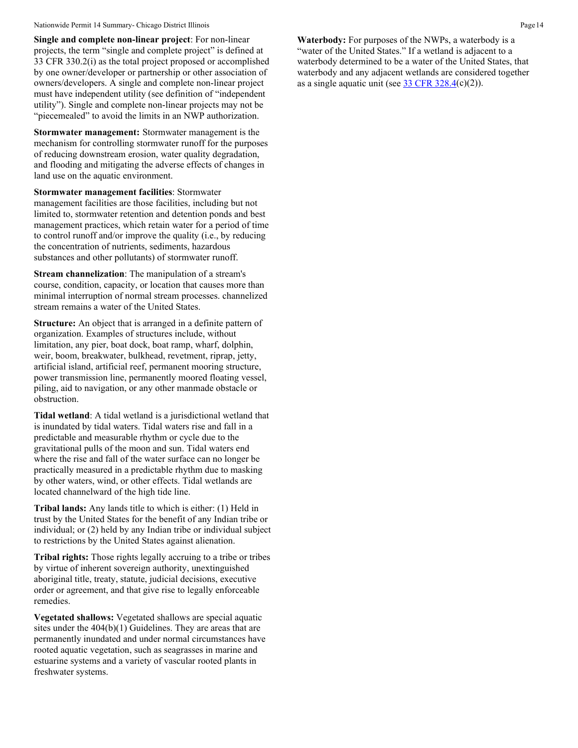**Single and complete non-linear project**: For non-linear projects, the term "single and complete project" is defined at 33 CFR 330.2(i) as the total project proposed or accomplished by one owner/developer or partnership or other association of owners/developers. A single and complete non-linear project must have independent utility (see definition of "independent utility"). Single and complete non-linear projects may not be "piecemealed" to avoid the limits in an NWP authorization.

**Stormwater management:** Stormwater management is the mechanism for controlling stormwater runoff for the purposes of reducing downstream erosion, water quality degradation, and flooding and mitigating the adverse effects of changes in land use on the aquatic environment.

**Stormwater management facilities**: Stormwater management facilities are those facilities, including but not limited to, stormwater retention and detention ponds and best management practices, which retain water for a period of time to control runoff and/or improve the quality (i.e., by reducing the concentration of nutrients, sediments, hazardous substances and other pollutants) of stormwater runoff.

**Stream channelization**: The manipulation of a stream's course, condition, capacity, or location that causes more than minimal interruption of normal stream processes. channelized stream remains a water of the United States.

**Structure:** An object that is arranged in a definite pattern of organization. Examples of structures include, without limitation, any pier, boat dock, boat ramp, wharf, dolphin, weir, boom, breakwater, bulkhead, revetment, riprap, jetty, artificial island, artificial reef, permanent mooring structure, power transmission line, permanently moored floating vessel, piling, aid to navigation, or any other manmade obstacle or obstruction.

**Tidal wetland**: A tidal wetland is a jurisdictional wetland that is inundated by tidal waters. Tidal waters rise and fall in a predictable and measurable rhythm or cycle due to the gravitational pulls of the moon and sun. Tidal waters end where the rise and fall of the water surface can no longer be practically measured in a predictable rhythm due to masking by other waters, wind, or other effects. Tidal wetlands are located channelward of the high tide line.

**Tribal lands:** Any lands title to which is either: (1) Held in trust by the United States for the benefit of any Indian tribe or individual; or (2) held by any Indian tribe or individual subject to restrictions by the United States against alienation.

**Tribal rights:** Those rights legally accruing to a tribe or tribes by virtue of inherent sovereign authority, unextinguished aboriginal title, treaty, statute, judicial decisions, executive order or agreement, and that give rise to legally enforceable remedies.

**Vegetated shallows:** Vegetated shallows are special aquatic sites under the 404(b)(1) Guidelines. They are areas that are permanently inundated and under normal circumstances have rooted aquatic vegetation, such as seagrasses in marine and estuarine systems and a variety of vascular rooted plants in freshwater systems.

**Waterbody:** For purposes of the NWPs, a waterbody is a "water of the United States." If a wetland is adjacent to a waterbody determined to be a water of the United States, that waterbody and any adjacent wetlands are considered together as a single aquatic unit (see 33 CFR 328.4(c)(2)).